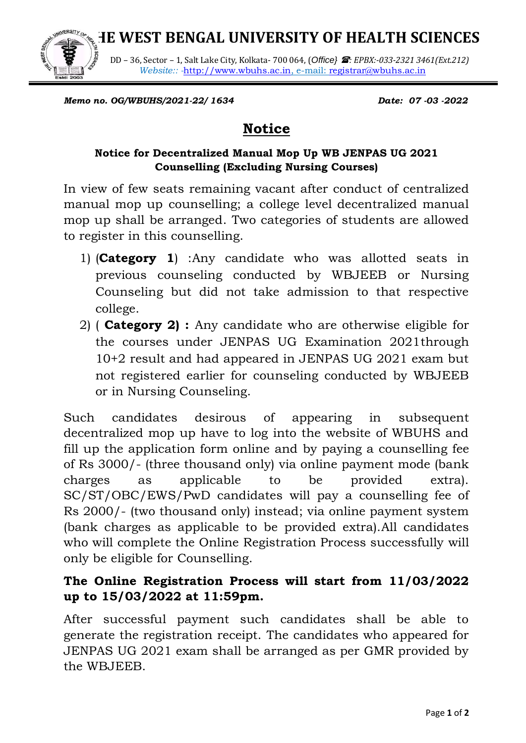# THE WEST BENGAL UNIVERSITY OF HEALTH SCIENCES

DD – 36, Sector – 1, Salt Lake City, Kolkata- 700 064, (*Office*) ☎: *EPBX:-033-2321 3461(Ext.212)*
*Website::* -http://www.wbuhs.ac.in, e-mail: registrar@wbuhs.ac.in

***Memo no. OG/WBUHS/2021-22/ 1634*** ***Date: 07 -03 -2022***

## Notice

**Notice for Decentralized Manual Mop Up WB JENPAS UG 2021 Counselling (Excluding Nursing Courses)**

In view of few seats remaining vacant after conduct of centralized manual mop up counselling; a college level decentralized manual mop up shall be arranged. Two categories of students are allowed to register in this counselling.

1) (**Category 1**) :Any candidate who was allotted seats in previous counseling conducted by WBJEEB or Nursing Counseling but did not take admission to that respective college.
2) ( **Category 2) :** Any candidate who are otherwise eligible for the courses under JENPAS UG Examination 2021through 10+2 result and had appeared in JENPAS UG 2021 exam but not registered earlier for counseling conducted by WBJEEB or in Nursing Counseling.

Such candidates desirous of appearing in subsequent decentralized mop up have to log into the website of WBUHS and fill up the application form online and by paying a counselling fee of Rs 3000/- (three thousand only) via online payment mode (bank charges as applicable to be provided extra). SC/ST/OBC/EWS/PwD candidates will pay a counselling fee of Rs 2000/- (two thousand only) instead; via online payment system (bank charges as applicable to be provided extra).All candidates who will complete the Online Registration Process successfully will only be eligible for Counselling.

**The Online Registration Process will start from 11/03/2022 up to 15/03/2022 at 11:59pm.**

After successful payment such candidates shall be able to generate the registration receipt. The candidates who appeared for JENPAS UG 2021 exam shall be arranged as per GMR provided by the WBJEEB.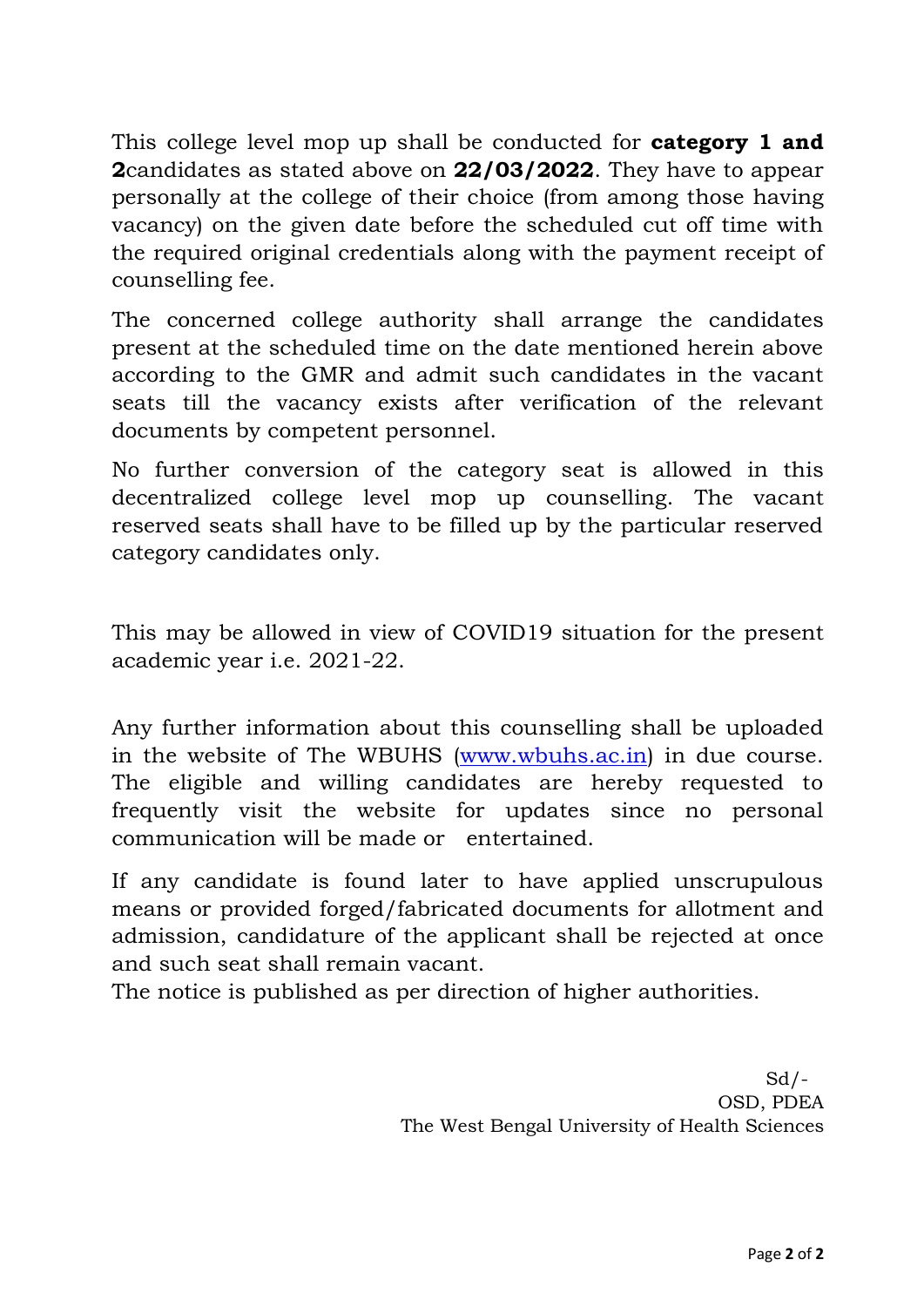This college level mop up shall be conducted for **category 1 and 2**candidates as stated above on **22/03/2022**. They have to appear personally at the college of their choice (from among those having vacancy) on the given date before the scheduled cut off time with the required original credentials along with the payment receipt of counselling fee.

The concerned college authority shall arrange the candidates present at the scheduled time on the date mentioned herein above according to the GMR and admit such candidates in the vacant seats till the vacancy exists after verification of the relevant documents by competent personnel.

No further conversion of the category seat is allowed in this decentralized college level mop up counselling. The vacant reserved seats shall have to be filled up by the particular reserved category candidates only.

This may be allowed in view of COVID19 situation for the present academic year i.e. 2021-22.

Any further information about this counselling shall be uploaded in the website of The WBUHS (www.wbuhs.ac.in) in due course. The eligible and willing candidates are hereby requested to frequently visit the website for updates since no personal communication will be made or entertained.

If any candidate is found later to have applied unscrupulous means or provided forged/fabricated documents for allotment and admission, candidature of the applicant shall be rejected at once and such seat shall remain vacant.

The notice is published as per direction of higher authorities.

Sd/-
OSD, PDEA
The West Bengal University of Health Sciences